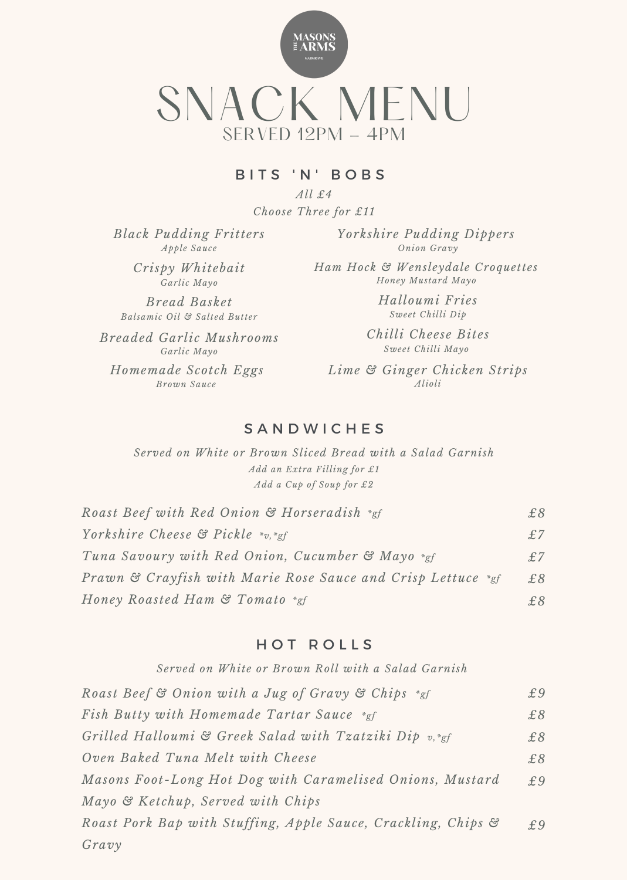MASONS THE ARMS GARGRAVE

# SNACK MENU

SERVED 12PM – 4PM

## BITS 'N' BOBS

*All £4*

*Choose Three for £11*

*Black Pudding Fritters*
*Apple Sauce*

*Crispy Whitebait*
*Garlic Mayo*

*Bread Basket*
*Balsamic Oil & Salted Butter*

*Breaded Garlic Mushrooms*
*Garlic Mayo*

*Homemade Scotch Eggs*
*Brown Sauce*

*Yorkshire Pudding Dippers*
*Onion Gravy*

*Ham Hock & Wensleydale Croquettes*
*Honey Mustard Mayo*

*Halloumi Fries*
*Sweet Chilli Dip*

*Chilli Cheese Bites*
*Sweet Chilli Mayo*

*Lime & Ginger Chicken Strips*
*Alioli*

## SANDWICHES

*Served on White or Brown Sliced Bread with a Salad Garnish*

*Add an Extra Filling for £1*

*Add a Cup of Soup for £2*

| Item | Price |
|---|---|
| *Roast Beef with Red Onion & Horseradish* *gf | £8 |
| *Yorkshire Cheese & Pickle* *v,*gf | £7 |
| *Tuna Savoury with Red Onion, Cucumber & Mayo* *gf | £7 |
| *Prawn & Crayfish with Marie Rose Sauce and Crisp Lettuce* *gf | £8 |
| *Honey Roasted Ham & Tomato* *gf | £8 |

## HOT ROLLS

*Served on White or Brown Roll with a Salad Garnish*

| Item | Price |
|---|---|
| *Roast Beef & Onion with a Jug of Gravy & Chips* *gf | £9 |
| *Fish Butty with Homemade Tartar Sauce* *gf | £8 |
| *Grilled Halloumi & Greek Salad with Tzatziki Dip* v,*gf | £8 |
| *Oven Baked Tuna Melt with Cheese* | £8 |
| *Masons Foot-Long Hot Dog with Caramelised Onions, Mustard Mayo & Ketchup, Served with Chips* | £9 |
| *Roast Pork Bap with Stuffing, Apple Sauce, Crackling, Chips & Gravy* | £9 |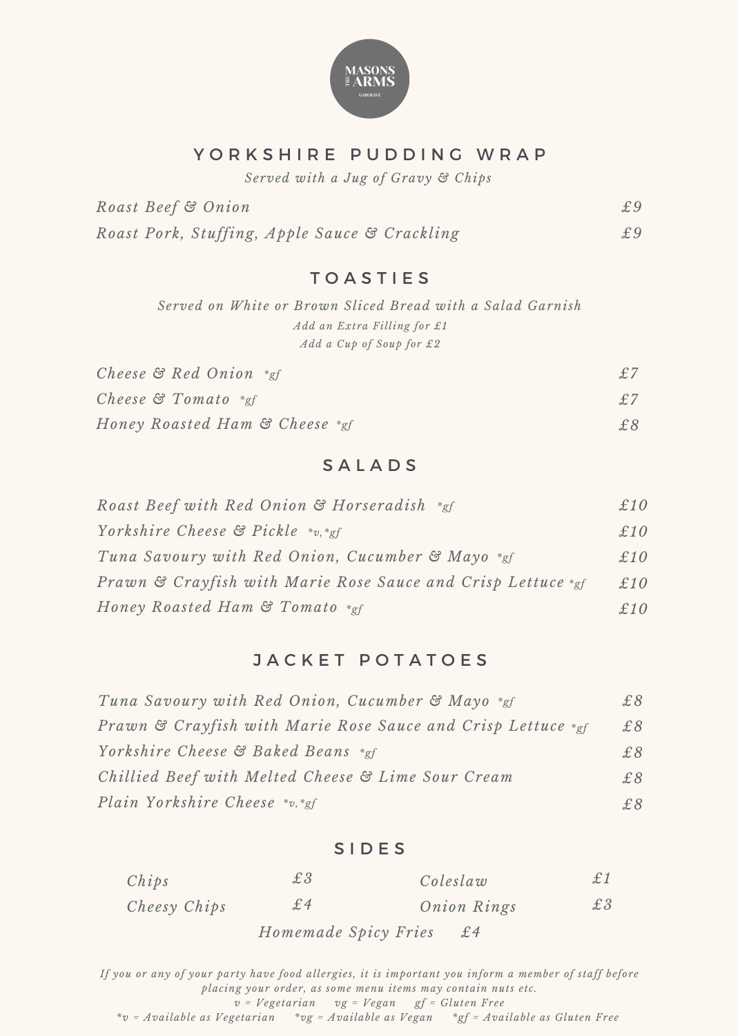MASONS THE ARMS GARGRAVE

## YORKSHIRE PUDDING WRAP

*Served with a Jug of Gravy & Chips*

| | |
|---|---|
| *Roast Beef & Onion* | £9 |
| *Roast Pork, Stuffing, Apple Sauce & Crackling* | £9 |

## TOASTIES

*Served on White or Brown Sliced Bread with a Salad Garnish*
*Add an Extra Filling for £1*
*Add a Cup of Soup for £2*

| | |
|---|---|
| *Cheese & Red Onion* *gf | £7 |
| *Cheese & Tomato* *gf | £7 |
| *Honey Roasted Ham & Cheese* *gf | £8 |

## SALADS

| | |
|---|---|
| *Roast Beef with Red Onion & Horseradish* *gf | £10 |
| *Yorkshire Cheese & Pickle* *v,*gf | £10 |
| *Tuna Savoury with Red Onion, Cucumber & Mayo* *gf | £10 |
| *Prawn & Crayfish with Marie Rose Sauce and Crisp Lettuce* *gf | £10 |
| *Honey Roasted Ham & Tomato* *gf | £10 |

## JACKET POTATOES

| | |
|---|---|
| *Tuna Savoury with Red Onion, Cucumber & Mayo* *gf | £8 |
| *Prawn & Crayfish with Marie Rose Sauce and Crisp Lettuce* *gf | £8 |
| *Yorkshire Cheese & Baked Beans* *gf | £8 |
| *Chillied Beef with Melted Cheese & Lime Sour Cream* | £8 |
| *Plain Yorkshire Cheese* *v,*gf | £8 |

## SIDES

| | | | |
|---|---|---|---|
| *Chips* | £3 | *Coleslaw* | £1 |
| *Cheesy Chips* | £4 | *Onion Rings* | £3 |

*Homemade Spicy Fries* £4

*If you or any of your party have food allergies, it is important you inform a member of staff before placing your order, as some menu items may contain nuts etc.*

*v = Vegetarian vg = Vegan gf = Gluten Free*

**v = Available as Vegetarian *vg = Available as Vegan *gf = Available as Gluten Free*